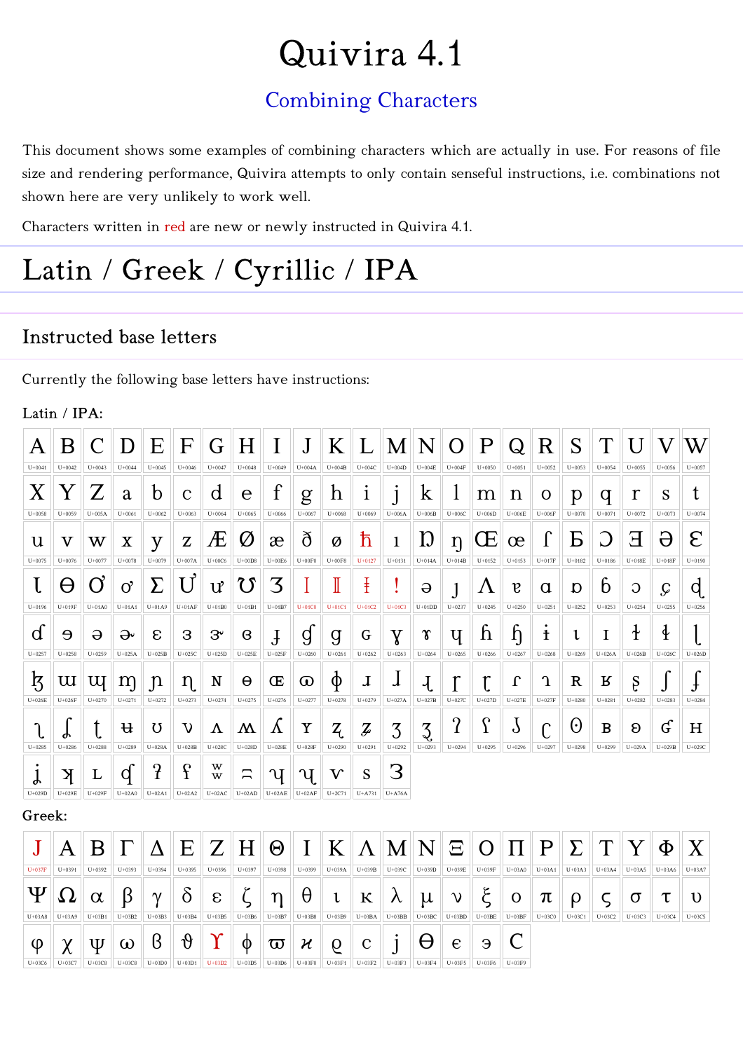# Quivira 4.1

## Combining Characters

This document shows some examples of combining characters which are actually in use. For reasons of file size and rendering performance, Quivira attempts to only contain senseful instructions, i.e. combinations not shown here are very unlikely to work well.

Characters written in red are new or newly instructed in Quivira 4.1.

# Latin / Greek / Cyrillic / IPA

## Instructed base letters

Currently the following base letters have instructions:

Latin / IPA:

| A | B | C | D | E | F | G | H | I | J | K | L | M | N | O | P | Q | R | S | T | U | V | W |
|---|---|---|---|---|---|---|---|---|---|---|---|---|---|---|---|---|---|---|---|---|---|---|
| U+0041 | U+0042 | U+0043 | U+0044 | U+0045 | U+0046 | U+0047 | U+0048 | U+0049 | U+004A | U+004B | U+004C | U+004D | U+004E | U+004F | U+0050 | U+0051 | U+0052 | U+0053 | U+0054 | U+0055 | U+0056 | U+0057 |
| X | Y | Z | a | b | c | d | e | f | g | h | i | j | k | l | m | n | o | p | q | r | s | t |
| U+0058 | U+0059 | U+005A | U+0061 | U+0062 | U+0063 | U+0064 | U+0065 | U+0066 | U+0067 | U+0068 | U+0069 | U+006A | U+006B | U+006C | U+006D | U+006E | U+006F | U+0070 | U+0071 | U+0072 | U+0073 | U+0074 |
| u | v | w | x | y | z | Æ | Ø | æ | ð | ø | ħ | ı | Ŋ | ŋ | Œ | œ | ſ | Ƃ | Ɔ | Ǝ | Ə | Ɛ |
| U+0075 | U+0076 | U+0077 | U+0078 | U+0079 | U+007A | U+00C6 | U+00D8 | U+00E6 | U+00F0 | U+00F8 | U+0127 | U+0131 | U+014A | U+014B | U+0152 | U+0153 | U+017F | U+0182 | U+0186 | U+018E | U+018F | U+0190 |
| Ɩ | Ɵ | Ơ | ơ | Ʃ | Ư | ư | Ʊ | Ʒ | ǀ | ǁ | ǂ | ǃ | ǝ | ȷ | Ʌ | ɐ | ɑ | ɒ | ɓ | ɔ | ɕ | ɖ |
| U+0196 | U+019F | U+01A0 | U+01A1 | U+01A9 | U+01AF | U+01B0 | U+01B1 | U+01B7 | U+01C0 | U+01C1 | U+01C2 | U+01C3 | U+01DD | U+0237 | U+0245 | U+0250 | U+0251 | U+0252 | U+0253 | U+0254 | U+0255 | U+0256 |
| ɗ | ɘ | ə | ɚ | ɛ | ɜ | ɝ | ɞ | ɟ | ɠ | ɡ | ɢ | ɣ | ɤ | ɥ | ɦ | ɧ | ɨ | ɩ | ɪ | ɫ | ɬ | ɭ |
| U+0257 | U+0258 | U+0259 | U+025A | U+025B | U+025C | U+025D | U+025E | U+025F | U+0260 | U+0261 | U+0262 | U+0263 | U+0264 | U+0265 | U+0266 | U+0267 | U+0268 | U+0269 | U+026A | U+026B | U+026C | U+026D |
| ɮ | ɯ | ɰ | ɱ | ɲ | ɳ | ɴ | ɵ | ɶ | ɷ | ɸ | ɹ | ɺ | ɻ | ɼ | ɽ | ɾ | ɿ | ʀ | ʁ | ʂ | ʃ | ʄ |
| U+026E | U+026F | U+0270 | U+0271 | U+0272 | U+0273 | U+0274 | U+0275 | U+0276 | U+0277 | U+0278 | U+0279 | U+027A | U+027B | U+027C | U+027D | U+027E | U+027F | U+0280 | U+0281 | U+0282 | U+0283 | U+0284 |
| ʅ | ʆ | ʈ | ʉ | ʊ | ʋ | ʌ | ʍ | ʎ | ʏ | ʐ | ʑ | ʒ | ʓ | ʔ | ʕ | ʖ | ʗ | ʘ | ʙ | ʚ | ʛ | ʜ |
| U+0285 | U+0286 | U+0288 | U+0289 | U+028A | U+028B | U+028C | U+028D | U+028E | U+028F | U+0290 | U+0291 | U+0292 | U+0293 | U+0294 | U+0295 | U+0296 | U+0297 | U+0298 | U+0299 | U+029A | U+029B | U+029C |
| ʝ | ʞ | ʟ | ʠ | ʡ | ʢ | ʬ | ʭ | ʮ | ʯ | ⱱ | ꜱ | Ꝫ | | | | | | | | | | |
| U+029D | U+029E | U+029F | U+02A0 | U+02A1 | U+02A2 | U+02AC | U+02AD | U+02AE | U+02AF | U+2C71 | U+A731 | U+A76A | | | | | | | | | | |

Greek:

| Ϳ | Α | Β | Γ | Δ | Ε | Ζ | Η | Θ | Ι | Κ | Λ | Μ | Ν | Ξ | Ο | Π | Ρ | Σ | Τ | Υ | Φ | Χ |
|---|---|---|---|---|---|---|---|---|---|---|---|---|---|---|---|---|---|---|---|---|---|---|
| U+037F | U+0391 | U+0392 | U+0393 | U+0394 | U+0395 | U+0396 | U+0397 | U+0398 | U+0399 | U+039A | U+039B | U+039C | U+039D | U+039E | U+039F | U+03A0 | U+03A1 | U+03A3 | U+03A4 | U+03A5 | U+03A6 | U+03A7 |
| Ψ | Ω | α | β | γ | δ | ε | ζ | η | θ | ι | κ | λ | μ | ν | ξ | ο | π | ρ | ς | σ | τ | υ |
| U+03A8 | U+03A9 | U+03B1 | U+03B2 | U+03B3 | U+03B4 | U+03B5 | U+03B6 | U+03B7 | U+03B8 | U+03B9 | U+03BA | U+03BB | U+03BC | U+03BD | U+03BE | U+03BF | U+03C0 | U+03C1 | U+03C2 | U+03C3 | U+03C4 | U+03C5 |
| φ | χ | ψ | ω | ϐ | ϑ | ϒ | ϕ | ϖ | ϰ | ϱ | ϲ | ϳ | ϴ | ϵ | ϶ | Ϲ | | | | | | |
| U+03C6 | U+03C7 | U+03C8 | U+03C9 | U+03D0 | U+03D1 | U+03D2 | U+03D5 | U+03D6 | U+03F0 | U+03F1 | U+03F2 | U+03F3 | U+03F4 | U+03F5 | U+03F6 | U+03F9 | | | | | | |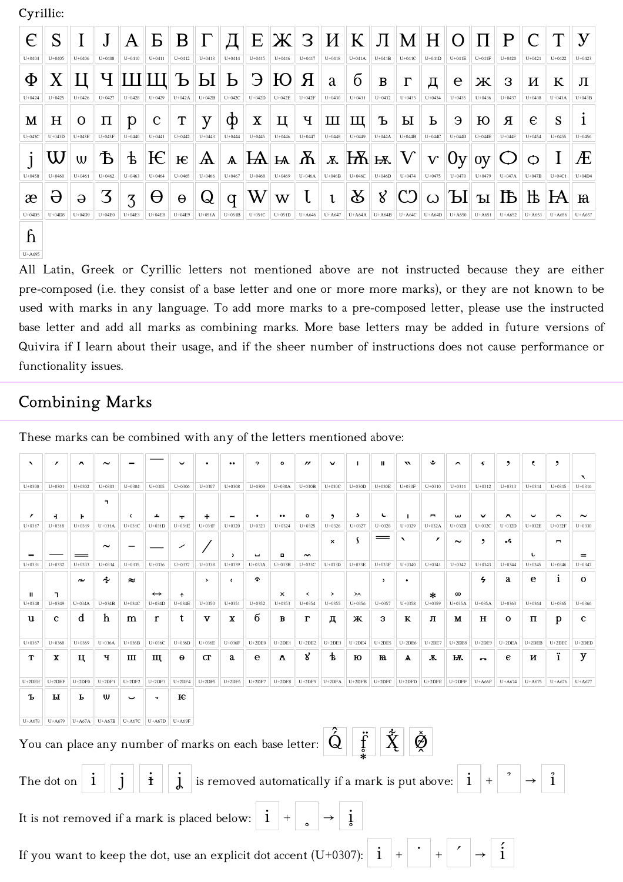Cyrillic:

| | | | | | | | | | | | | | | | | | | | | | | |
|---|---|---|---|---|---|---|---|---|---|---|---|---|---|---|---|---|---|---|---|---|---|---|
| Є U+0404 | Ѕ U+0405 | І U+0406 | Ј U+0408 | А U+0410 | Б U+0411 | В U+0412 | Г U+0413 | Д U+0414 | Е U+0415 | Ж U+0416 | З U+0417 | И U+0418 | К U+041A | Л U+041B | М U+041C | Н U+041D | О U+041E | П U+041F | Р U+0420 | С U+0421 | Т U+0422 | У U+0423 |
| Ф U+0424 | Х U+0425 | Ц U+0426 | Ч U+0427 | Ш U+0428 | Щ U+0429 | Ъ U+042A | Ы U+042B | Ь U+042C | Э U+042D | Ю U+042E | Я U+042F | а U+0430 | б U+0431 | в U+0432 | г U+0433 | д U+0434 | е U+0435 | ж U+0436 | з U+0437 | и U+0438 | к U+043A | л U+043B |
| м U+043C | н U+043D | о U+043E | п U+043F | р U+0440 | с U+0441 | т U+0442 | у U+0443 | ф U+0444 | х U+0445 | ц U+0446 | ч U+0447 | ш U+0448 | щ U+0449 | ъ U+044A | ы U+044B | ь U+044C | э U+044D | ю U+044E | я U+044F | є U+0454 | ѕ U+0455 | і U+0456 |
| ј U+0458 | Ѡ U+0460 | ѡ U+0461 | Ѣ U+0462 | ѣ U+0463 | Ѥ U+0464 | ѥ U+0465 | Ѧ U+0466 | ѧ U+0467 | Ѩ U+0468 | ѩ U+0469 | Ѫ U+046A | ѫ U+046B | Ѭ U+046C | ѭ U+046D | Ѵ U+0474 | ѵ U+0475 | Ѹ U+0478 | ѹ U+0479 | Ѻ U+047A | ѻ U+047B | Ӏ U+04C1 | Ӕ U+04D4 |
| ӕ U+04D5 | Ә U+04D8 | ә U+04D9 | Ӡ U+04E0 | ӡ U+04E1 | Ө U+04E8 | ө U+04E9 | Ԛ U+051A | ԛ U+051B | Ԝ U+051C | ԝ U+051D | Ꙇ U+A646 | ꙇ U+A647 | Ꙋ U+A64A | ꙋ U+A64B | Ꙍ U+A64C | ꙍ U+A64D | Ꙑ U+A650 | ꙑ U+A651 | Ꙓ U+A652 | ꙓ U+A653 | Ꙗ U+A656 | ꙗ U+A657 |
| ꚕ U+A695 | | | | | | | | | | | | | | | | | | | | | | |

All Latin, Greek or Cyrillic letters not mentioned above are not instructed because they are either pre-composed (i.e. they consist of a base letter and one or more more marks), or they are not known to be used with marks in any language. To add more marks to a pre-composed letter, please use the instructed base letter and add all marks as combining marks. More base letters may be added in future versions of Quivira if I learn about their usage, and if the sheer number of instructions does not cause performance or functionality issues.

## Combining Marks

These marks can be combined with any of the letters mentioned above:

| | | | | | | | | | | | | | | | | | | | | | | |
|---|---|---|---|---|---|---|---|---|---|---|---|---|---|---|---|---|---|---|---|---|---|---|
| ◌̀ U+0300 | ◌́ U+0301 | ◌̂ U+0302 | ◌̃ U+0303 | ◌̄ U+0304 | ◌̅ U+0305 | ◌̆ U+0306 | ◌̇ U+0307 | ◌̈ U+0308 | ◌̉ U+0309 | ◌̊ U+030A | ◌̋ U+030B | ◌̌ U+030C | ◌̍ U+030D | ◌̎ U+030E | ◌̏ U+030F | ◌̐ U+0310 | ◌̑ U+0311 | ◌̒ U+0312 | ◌̓ U+0313 | ◌̔ U+0314 | ◌̕ U+0315 | ◌̖ U+0316 |
| ◌̗ U+0317 | ◌̘ U+0318 | ◌̙ U+0319 | ◌̚ U+031A | ◌̜ U+031C | ◌̝ U+031D | ◌̞ U+031E | ◌̟ U+031F | ◌̠ U+0320 | ◌̣ U+0323 | ◌̤ U+0324 | ◌̥ U+0325 | ◌̦ U+0326 | ◌̧ U+0327 | ◌̨ U+0328 | ◌̩ U+0329 | ◌̪ U+032A | ◌̫ U+032B | ◌̬ U+032C | ◌̭ U+032D | ◌̮ U+032E | ◌̯ U+032F | ◌̰ U+0330 |
| ◌̱ U+0331 | ◌̲ U+0332 | ◌̳ U+0333 | ◌̴ U+0334 | ◌̵ U+0335 | ◌̶ U+0336 | ◌̷ U+0337 | ◌̸ U+0338 | ◌̹ U+0339 | ◌̺ U+033A | ◌̻ U+033B | ◌̼ U+033C | ◌̽ U+033D | ◌̾ U+033E | ◌̿ U+033F | ◌̀ U+0340 | ◌́ U+0341 | ◌͂ U+0342 | ◌̓ U+0343 | ◌̈́ U+0344 | ◌ͅ U+0345 | ◌͆ U+0346 | ◌͇ U+0347 |
| ◌͈ U+0348 | ◌͉ U+0349 | ◌͊ U+034A | ◌͋ U+034B | ◌͌ U+034C | ◌͍ U+034D | ◌͎ U+034E | ◌͐ U+0350 | ◌͑ U+0351 | ◌͒ U+0352 | ◌͓ U+0353 | ◌͔ U+0354 | ◌͕ U+0355 | ◌͖ U+0356 | ◌͗ U+0357 | ◌͘ U+0358 | ◌͙ U+0359 | ◌͚ U+035A | ◌͛ U+035B | ◌ͣ U+0363 | ◌ͤ U+0364 | ◌ͥ U+0365 | ◌ͦ U+0366 |
| ◌ͧ U+0367 | ◌ͨ U+0368 | ◌ͩ U+0369 | ◌ͪ U+036A | ◌ͫ U+036B | ◌ͬ U+036C | ◌ͭ U+036D | ◌ͮ U+036E | ◌ͯ U+036F | ◌ⷠ U+2DE0 | ◌ⷡ U+2DE1 | ◌ⷢ U+2DE2 | ◌ⷣ U+2DE3 | ◌ⷤ U+2DE4 | ◌ⷥ U+2DE5 | ◌ⷦ U+2DE6 | ◌ⷧ U+2DE7 | ◌ⷨ U+2DE8 | ◌ⷩ U+2DE9 | ◌ⷪ U+2DEA | ◌ⷫ U+2DEB | ◌ⷬ U+2DEC | ◌ⷭ U+2DED |
| ◌ⷮ U+2DEE | ◌ⷯ U+2DEF | ◌ⷰ U+2DF0 | ◌ⷱ U+2DF1 | ◌ⷲ U+2DF2 | ◌ⷳ U+2DF3 | ◌ⷴ U+2DF4 | ◌ⷵ U+2DF5 | ◌ⷶ U+2DF6 | ◌ⷷ U+2DF7 | ◌ⷸ U+2DF8 | ◌ⷹ U+2DF9 | ◌ⷺ U+2DFA | ◌ⷻ U+2DFB | ◌ⷼ U+2DFC | ◌ⷽ U+2DFD | ◌ⷾ U+2DFE | ◌ⷿ U+2DFF | ◌꙯ U+A66F | ◌ꙴ U+A674 | ◌ꙵ U+A675 | ◌ꙶ U+A676 | ◌ꙷ U+A677 |
| ◌ꙸ U+A678 | ◌ꙹ U+A679 | ◌ꙺ U+A67A | ◌ꙻ U+A67B | ◌꙼ U+A67C | ◌꙽ U+A67D | ◌ꚟ U+A69F | | | | | | | | | | | | | | | | |

You can place any number of marks on each base letter: Q̂ f̥͙̈ Ẋ̰ Ø̬̂

The dot on i j ɨ ʝ is removed automatically if a mark is put above: i + ◌̉ → ỉ

It is not removed if a mark is placed below: i + ◌̥ → i̥

If you want to keep the dot, use an explicit dot accent (U+0307): i + ◌̇ + ◌́ → i̇́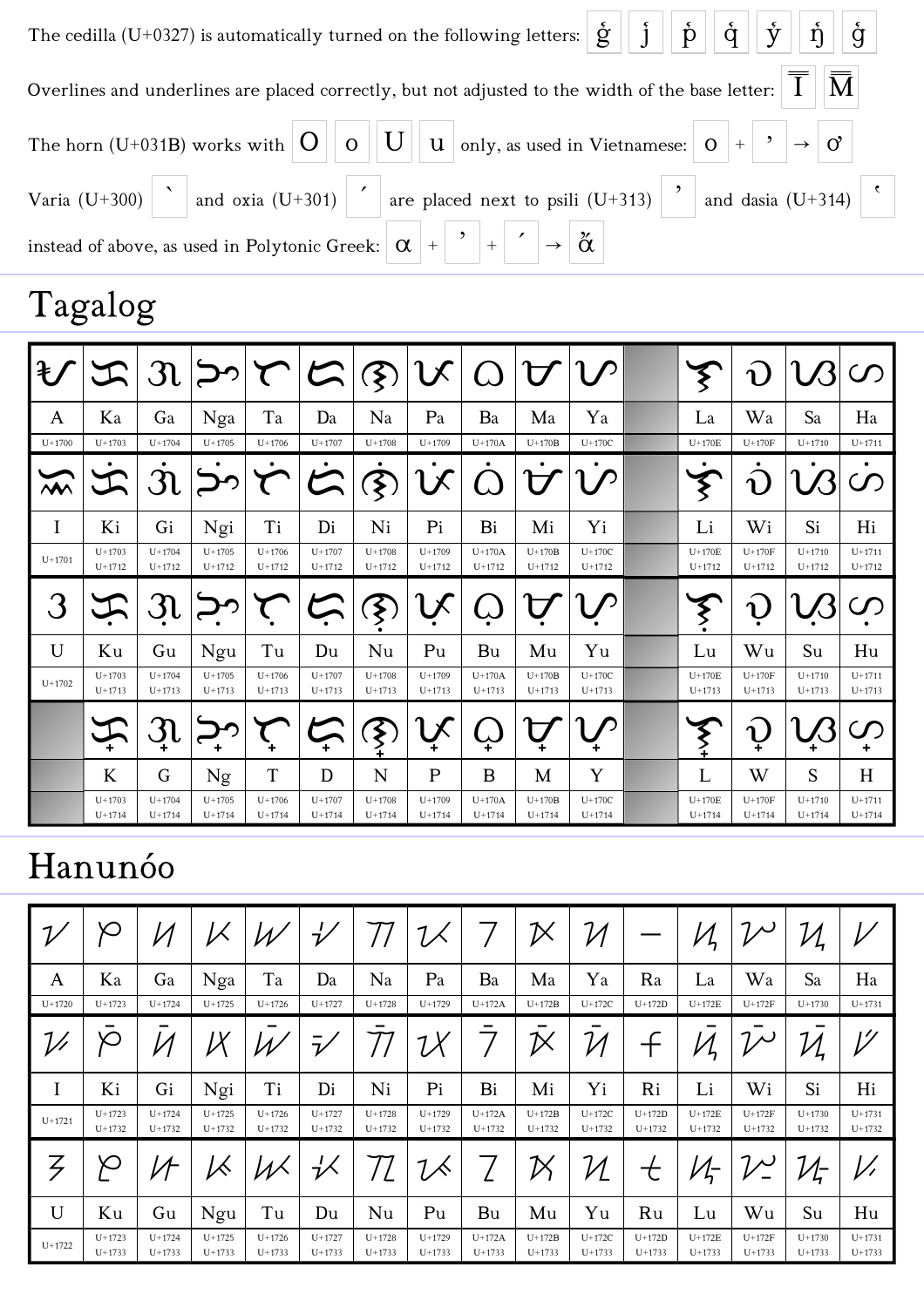The cedilla (U+0327) is automatically turned on the following letters: ģ ĵ p̧ q̧ y̧ ŋ̧ ģ

Overlines and underlines are placed correctly, but not adjusted to the width of the base letter: Ī M̿

The horn (U+031B) works with O o U u only, as used in Vietnamese: o + ̛ → ơ

Varia (U+300) ̀ and oxia (U+301) ́ are placed next to psili (U+313) ̓ and dasia (U+314) ̔ instead of above, as used in Polytonic Greek: α + ̓ + ́ → ἄ

# Tagalog

| ᜀ | ᜃ | ᜄ | ᜅ | ᜆ | ᜇ | ᜈ | ᜉ | ᜊ | ᜋ | ᜌ | | ᜎ | ᜏ | ᜐ | ᜑ |
|---|---|---|---|---|---|---|---|---|---|---|---|---|---|---|---|
| A | Ka | Ga | Nga | Ta | Da | Na | Pa | Ba | Ma | Ya | | La | Wa | Sa | Ha |
| U+1700 | U+1703 | U+1704 | U+1705 | U+1706 | U+1707 | U+1708 | U+1709 | U+170A | U+170B | U+170C | | U+170E | U+170F | U+1710 | U+1711 |
| ᜁ | ᜃᜒ | ᜄᜒ | ᜅᜒ | ᜆᜒ | ᜇᜒ | ᜈᜒ | ᜉᜒ | ᜊᜒ | ᜋᜒ | ᜌᜒ | | ᜎᜒ | ᜏᜒ | ᜐᜒ | ᜑᜒ |
| I | Ki | Gi | Ngi | Ti | Di | Ni | Pi | Bi | Mi | Yi | | Li | Wi | Si | Hi |
| U+1701 | U+1703 U+1712 | U+1704 U+1712 | U+1705 U+1712 | U+1706 U+1712 | U+1707 U+1712 | U+1708 U+1712 | U+1709 U+1712 | U+170A U+1712 | U+170B U+1712 | U+170C U+1712 | | U+170E U+1712 | U+170F U+1712 | U+1710 U+1712 | U+1711 U+1712 |
| ᜂ | ᜃᜓ | ᜄᜓ | ᜅᜓ | ᜆᜓ | ᜇᜓ | ᜈᜓ | ᜉᜓ | ᜊᜓ | ᜋᜓ | ᜌᜓ | | ᜎᜓ | ᜏᜓ | ᜐᜓ | ᜑᜓ |
| U | Ku | Gu | Ngu | Tu | Du | Nu | Pu | Bu | Mu | Yu | | Lu | Wu | Su | Hu |
| U+1702 | U+1703 U+1713 | U+1704 U+1713 | U+1705 U+1713 | U+1706 U+1713 | U+1707 U+1713 | U+1708 U+1713 | U+1709 U+1713 | U+170A U+1713 | U+170B U+1713 | U+170C U+1713 | | U+170E U+1713 | U+170F U+1713 | U+1710 U+1713 | U+1711 U+1713 |
| | ᜃ᜔ | ᜄ᜔ | ᜅ᜔ | ᜆ᜔ | ᜇ᜔ | ᜈ᜔ | ᜉ᜔ | ᜊ᜔ | ᜋ᜔ | ᜌ᜔ | | ᜎ᜔ | ᜏ᜔ | ᜐ᜔ | ᜑ᜔ |
| | K | G | Ng | T | D | N | P | B | M | Y | | L | W | S | H |
| | U+1703 U+1714 | U+1704 U+1714 | U+1705 U+1714 | U+1706 U+1714 | U+1707 U+1714 | U+1708 U+1714 | U+1709 U+1714 | U+170A U+1714 | U+170B U+1714 | U+170C U+1714 | | U+170E U+1714 | U+170F U+1714 | U+1710 U+1714 | U+1711 U+1714 |

# Hanunóo

| ᜠ | ᜣ | ᜤ | ᜥ | ᜦ | ᜧ | ᜨ | ᜩ | ᜪ | ᜫ | ᜬ | ᜭ | ᜮ | ᜯ | ᜰ | ᜱ |
|---|---|---|---|---|---|---|---|---|---|---|---|---|---|---|---|
| A | Ka | Ga | Nga | Ta | Da | Na | Pa | Ba | Ma | Ya | Ra | La | Wa | Sa | Ha |
| U+1720 | U+1723 | U+1724 | U+1725 | U+1726 | U+1727 | U+1728 | U+1729 | U+172A | U+172B | U+172C | U+172D | U+172E | U+172F | U+1730 | U+1731 |
| ᜡ | ᜣᜲ | ᜤᜲ | ᜥᜲ | ᜦᜲ | ᜧᜲ | ᜨᜲ | ᜩᜲ | ᜪᜲ | ᜫᜲ | ᜬᜲ | ᜭᜲ | ᜮᜲ | ᜯᜲ | ᜰᜲ | ᜱᜲ |
| I | Ki | Gi | Ngi | Ti | Di | Ni | Pi | Bi | Mi | Yi | Ri | Li | Wi | Si | Hi |
| U+1721 | U+1723 U+1732 | U+1724 U+1732 | U+1725 U+1732 | U+1726 U+1732 | U+1727 U+1732 | U+1728 U+1732 | U+1729 U+1732 | U+172A U+1732 | U+172B U+1732 | U+172C U+1732 | U+172D U+1732 | U+172E U+1732 | U+172F U+1732 | U+1730 U+1732 | U+1731 U+1732 |
| ᜢ | ᜣᜳ | ᜤᜳ | ᜥᜳ | ᜦᜳ | ᜧᜳ | ᜨᜳ | ᜩᜳ | ᜪᜳ | ᜫᜳ | ᜬᜳ | ᜭᜳ | ᜮᜳ | ᜯᜳ | ᜰᜳ | ᜱᜳ |
| U | Ku | Gu | Ngu | Tu | Du | Nu | Pu | Bu | Mu | Yu | Ru | Lu | Wu | Su | Hu |
| U+1722 | U+1723 U+1733 | U+1724 U+1733 | U+1725 U+1733 | U+1726 U+1733 | U+1727 U+1733 | U+1728 U+1733 | U+1729 U+1733 | U+172A U+1733 | U+172B U+1733 | U+172C U+1733 | U+172D U+1733 | U+172E U+1733 | U+172F U+1733 | U+1730 U+1733 | U+1731 U+1733 |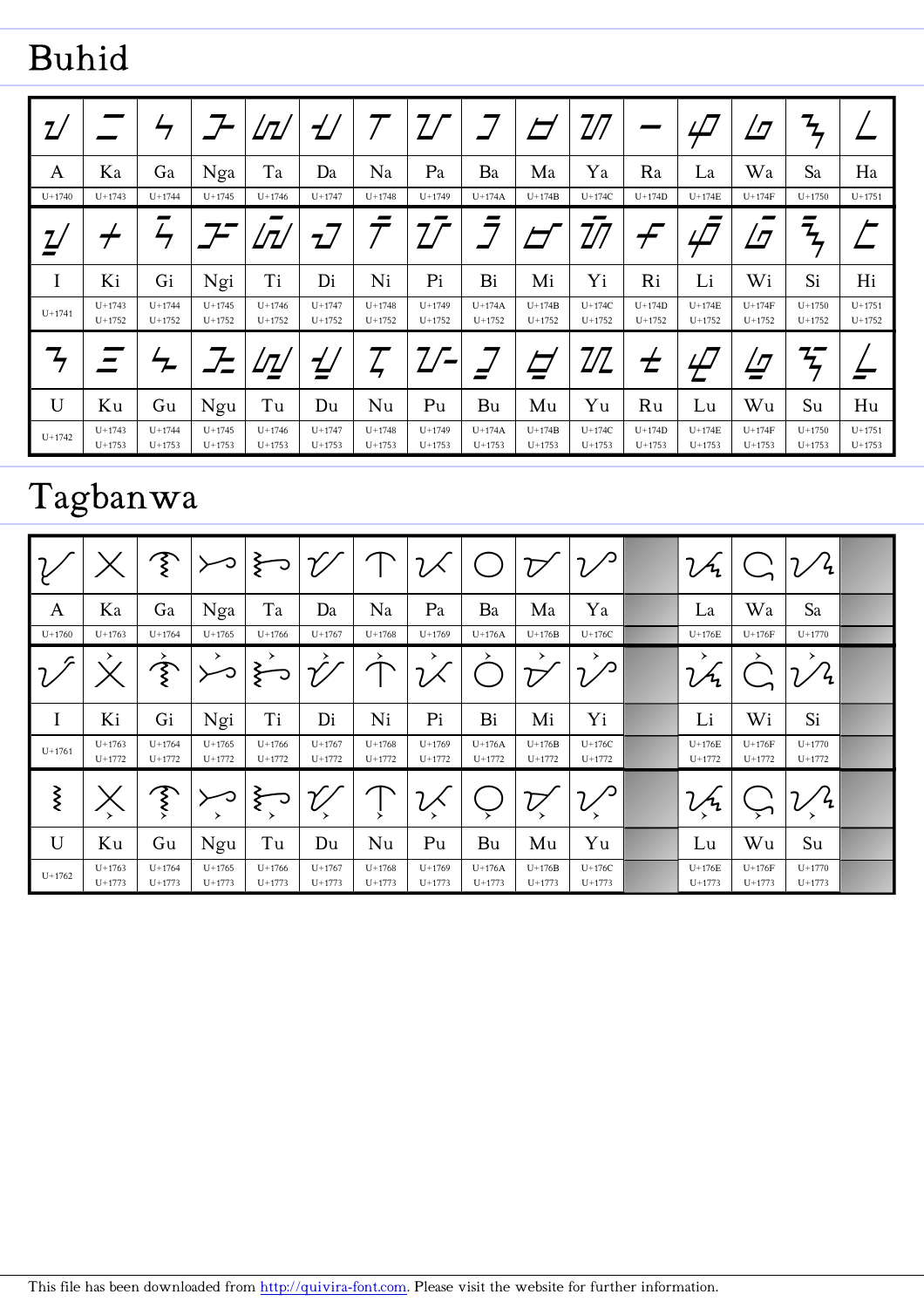# Buhid

| | | | | | | | | | | | | | | | |
|---|---|---|---|---|---|---|---|---|---|---|---|---|---|---|---|
| ᝀ | ᝃ | ᝄ | ᝅ | ᝆ | ᝇ | ᝈ | ᝉ | ᝊ | ᝋ | ᝌ | ᝍ | ᝎ | ᝏ | ᝐ | ᝑ |
| A | Ka | Ga | Nga | Ta | Da | Na | Pa | Ba | Ma | Ya | Ra | La | Wa | Sa | Ha |
| U+1740 | U+1743 | U+1744 | U+1745 | U+1746 | U+1747 | U+1748 | U+1749 | U+174A | U+174B | U+174C | U+174D | U+174E | U+174F | U+1750 | U+1751 |
| ᝁ | ᝃᝒ | ᝄᝒ | ᝅᝒ | ᝆᝒ | ᝇᝒ | ᝈᝒ | ᝉᝒ | ᝊᝒ | ᝋᝒ | ᝌᝒ | ᝍᝒ | ᝎᝒ | ᝏᝒ | ᝐᝒ | ᝑᝒ |
| I | Ki | Gi | Ngi | Ti | Di | Ni | Pi | Bi | Mi | Yi | Ri | Li | Wi | Si | Hi |
| U+1741 | U+1743 U+1752 | U+1744 U+1752 | U+1745 U+1752 | U+1746 U+1752 | U+1747 U+1752 | U+1748 U+1752 | U+1749 U+1752 | U+174A U+1752 | U+174B U+1752 | U+174C U+1752 | U+174D U+1752 | U+174E U+1752 | U+174F U+1752 | U+1750 U+1752 | U+1751 U+1752 |
| ᝂ | ᝃᝓ | ᝄᝓ | ᝅᝓ | ᝆᝓ | ᝇᝓ | ᝈᝓ | ᝉᝓ | ᝊᝓ | ᝋᝓ | ᝌᝓ | ᝍᝓ | ᝎᝓ | ᝏᝓ | ᝐᝓ | ᝑᝓ |
| U | Ku | Gu | Ngu | Tu | Du | Nu | Pu | Bu | Mu | Yu | Ru | Lu | Wu | Su | Hu |
| U+1742 | U+1743 U+1753 | U+1744 U+1753 | U+1745 U+1753 | U+1746 U+1753 | U+1747 U+1753 | U+1748 U+1753 | U+1749 U+1753 | U+174A U+1753 | U+174B U+1753 | U+174C U+1753 | U+174D U+1753 | U+174E U+1753 | U+174F U+1753 | U+1750 U+1753 | U+1751 U+1753 |

# Tagbanwa

| | | | | | | | | | | | | | | | |
|---|---|---|---|---|---|---|---|---|---|---|---|---|---|---|---|
| ᝠ | ᝣ | ᝤ | ᝥ | ᝦ | ᝧ | ᝨ | ᝩ | ᝪ | ᝫ | ᝬ | | ᝮ | ᝯ | ᝰ | |
| A | Ka | Ga | Nga | Ta | Da | Na | Pa | Ba | Ma | Ya | | La | Wa | Sa | |
| U+1760 | U+1763 | U+1764 | U+1765 | U+1766 | U+1767 | U+1768 | U+1769 | U+176A | U+176B | U+176C | | U+176E | U+176F | U+1770 | |
| ᝡ | ᝣᝲ | ᝤᝲ | ᝥᝲ | ᝦᝲ | ᝧᝲ | ᝨᝲ | ᝩᝲ | ᝪᝲ | ᝫᝲ | ᝬᝲ | | ᝮᝲ | ᝯᝲ | ᝰᝲ | |
| I | Ki | Gi | Ngi | Ti | Di | Ni | Pi | Bi | Mi | Yi | | Li | Wi | Si | |
| U+1761 | U+1763 U+1772 | U+1764 U+1772 | U+1765 U+1772 | U+1766 U+1772 | U+1767 U+1772 | U+1768 U+1772 | U+1769 U+1772 | U+176A U+1772 | U+176B U+1772 | U+176C U+1772 | | U+176E U+1772 | U+176F U+1772 | U+1770 U+1772 | |
| ᝢ | ᝣᝳ | ᝤᝳ | ᝥᝳ | ᝦᝳ | ᝧᝳ | ᝨᝳ | ᝩᝳ | ᝪᝳ | ᝫᝳ | ᝬᝳ | | ᝮᝳ | ᝯᝳ | ᝰᝳ | |
| U | Ku | Gu | Ngu | Tu | Du | Nu | Pu | Bu | Mu | Yu | | Lu | Wu | Su | |
| U+1762 | U+1763 U+1773 | U+1764 U+1773 | U+1765 U+1773 | U+1766 U+1773 | U+1767 U+1773 | U+1768 U+1773 | U+1769 U+1773 | U+176A U+1773 | U+176B U+1773 | U+176C U+1773 | | U+176E U+1773 | U+176F U+1773 | U+1770 U+1773 | |

This file has been downloaded from http://quivira-font.com. Please visit the website for further information.